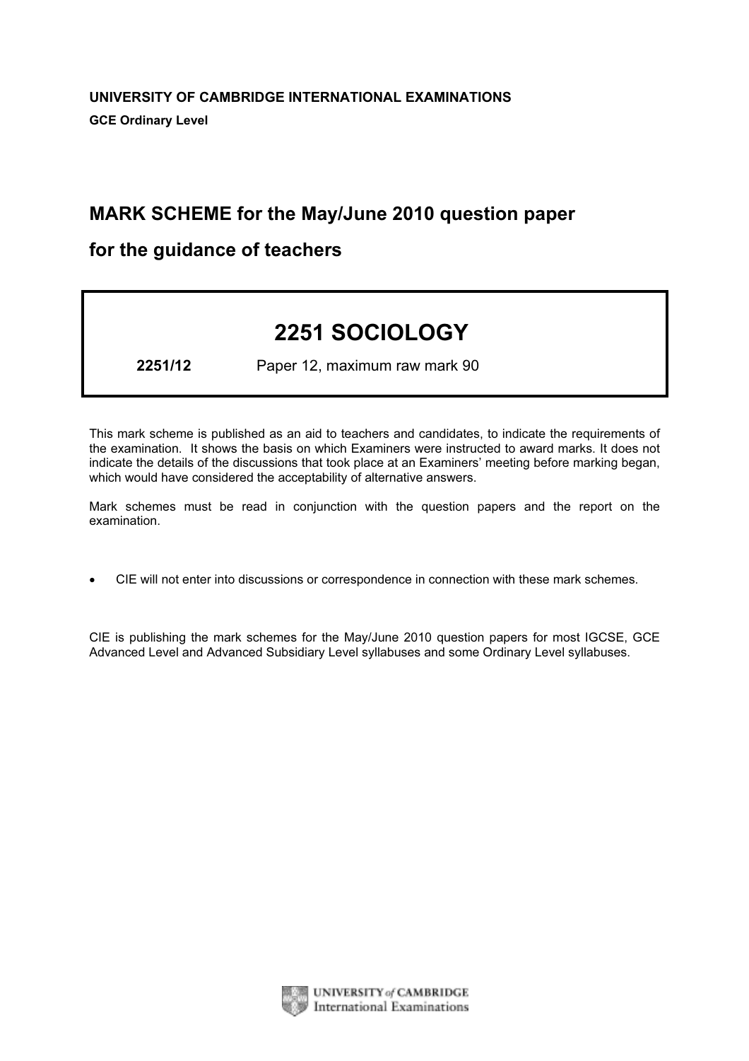**UNIVERSITY OF CAMBRIDGE INTERNATIONAL EXAMINATIONS**

**GCE Ordinary Level**

## MARK SCHEME for the May/June 2010 question paper

## for the guidance of teachers

# 2251 SOCIOLOGY

**2251/12** Paper 12, maximum raw mark 90

This mark scheme is published as an aid to teachers and candidates, to indicate the requirements of the examination. It shows the basis on which Examiners were instructed to award marks. It does not indicate the details of the discussions that took place at an Examiners' meeting before marking began, which would have considered the acceptability of alternative answers.

Mark schemes must be read in conjunction with the question papers and the report on the examination.

- CIE will not enter into discussions or correspondence in connection with these mark schemes.

CIE is publishing the mark schemes for the May/June 2010 question papers for most IGCSE, GCE Advanced Level and Advanced Subsidiary Level syllabuses and some Ordinary Level syllabuses.

UNIVERSITY *of* CAMBRIDGE International Examinations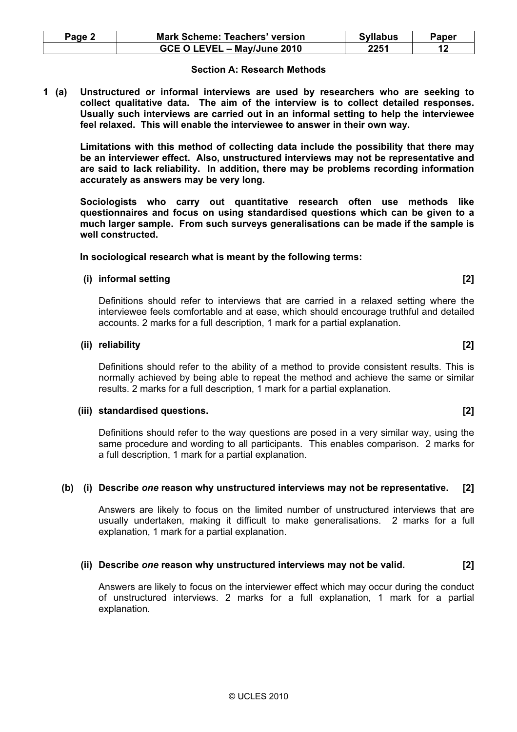## Section A: Research Methods

**1 (a) Unstructured or informal interviews are used by researchers who are seeking to collect qualitative data. The aim of the interview is to collect detailed responses. Usually such interviews are carried out in an informal setting to help the interviewee feel relaxed. This will enable the interviewee to answer in their own way.**

**Limitations with this method of collecting data include the possibility that there may be an interviewer effect. Also, unstructured interviews may not be representative and are said to lack reliability. In addition, there may be problems recording information accurately as answers may be very long.**

**Sociologists who carry out quantitative research often use methods like questionnaires and focus on using standardised questions which can be given to a much larger sample. From such surveys generalisations can be made if the sample is well constructed.**

**In sociological research what is meant by the following terms:**

**(i) informal setting [2]**

Definitions should refer to interviews that are carried in a relaxed setting where the interviewee feels comfortable and at ease, which should encourage truthful and detailed accounts. 2 marks for a full description, 1 mark for a partial explanation.

**(ii) reliability [2]**

Definitions should refer to the ability of a method to provide consistent results. This is normally achieved by being able to repeat the method and achieve the same or similar results. 2 marks for a full description, 1 mark for a partial explanation.

**(iii) standardised questions. [2]**

Definitions should refer to the way questions are posed in a very similar way, using the same procedure and wording to all participants. This enables comparison. 2 marks for a full description, 1 mark for a partial explanation.

**(b) (i) Describe *one* reason why unstructured interviews may not be representative. [2]**

Answers are likely to focus on the limited number of unstructured interviews that are usually undertaken, making it difficult to make generalisations. 2 marks for a full explanation, 1 mark for a partial explanation.

**(ii) Describe *one* reason why unstructured interviews may not be valid. [2]**

Answers are likely to focus on the interviewer effect which may occur during the conduct of unstructured interviews. 2 marks for a full explanation, 1 mark for a partial explanation.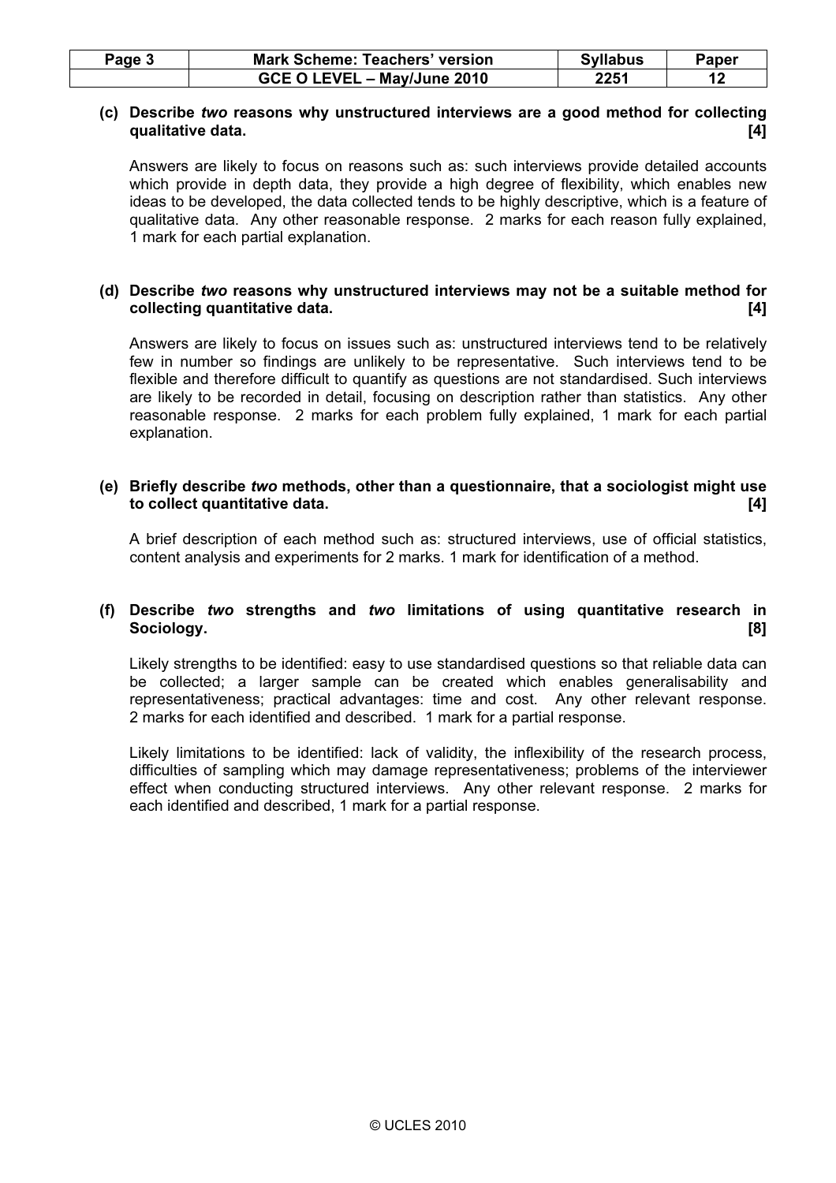**(c) Describe *two* reasons why unstructured interviews are a good method for collecting qualitative data. [4]**

Answers are likely to focus on reasons such as: such interviews provide detailed accounts which provide in depth data, they provide a high degree of flexibility, which enables new ideas to be developed, the data collected tends to be highly descriptive, which is a feature of qualitative data. Any other reasonable response. 2 marks for each reason fully explained, 1 mark for each partial explanation.

**(d) Describe *two* reasons why unstructured interviews may not be a suitable method for collecting quantitative data. [4]**

Answers are likely to focus on issues such as: unstructured interviews tend to be relatively few in number so findings are unlikely to be representative. Such interviews tend to be flexible and therefore difficult to quantify as questions are not standardised. Such interviews are likely to be recorded in detail, focusing on description rather than statistics. Any other reasonable response. 2 marks for each problem fully explained, 1 mark for each partial explanation.

**(e) Briefly describe *two* methods, other than a questionnaire, that a sociologist might use to collect quantitative data. [4]**

A brief description of each method such as: structured interviews, use of official statistics, content analysis and experiments for 2 marks. 1 mark for identification of a method.

**(f) Describe *two* strengths and *two* limitations of using quantitative research in Sociology. [8]**

Likely strengths to be identified: easy to use standardised questions so that reliable data can be collected; a larger sample can be created which enables generalisability and representativeness; practical advantages: time and cost. Any other relevant response. 2 marks for each identified and described. 1 mark for a partial response.

Likely limitations to be identified: lack of validity, the inflexibility of the research process, difficulties of sampling which may damage representativeness; problems of the interviewer effect when conducting structured interviews. Any other relevant response. 2 marks for each identified and described, 1 mark for a partial response.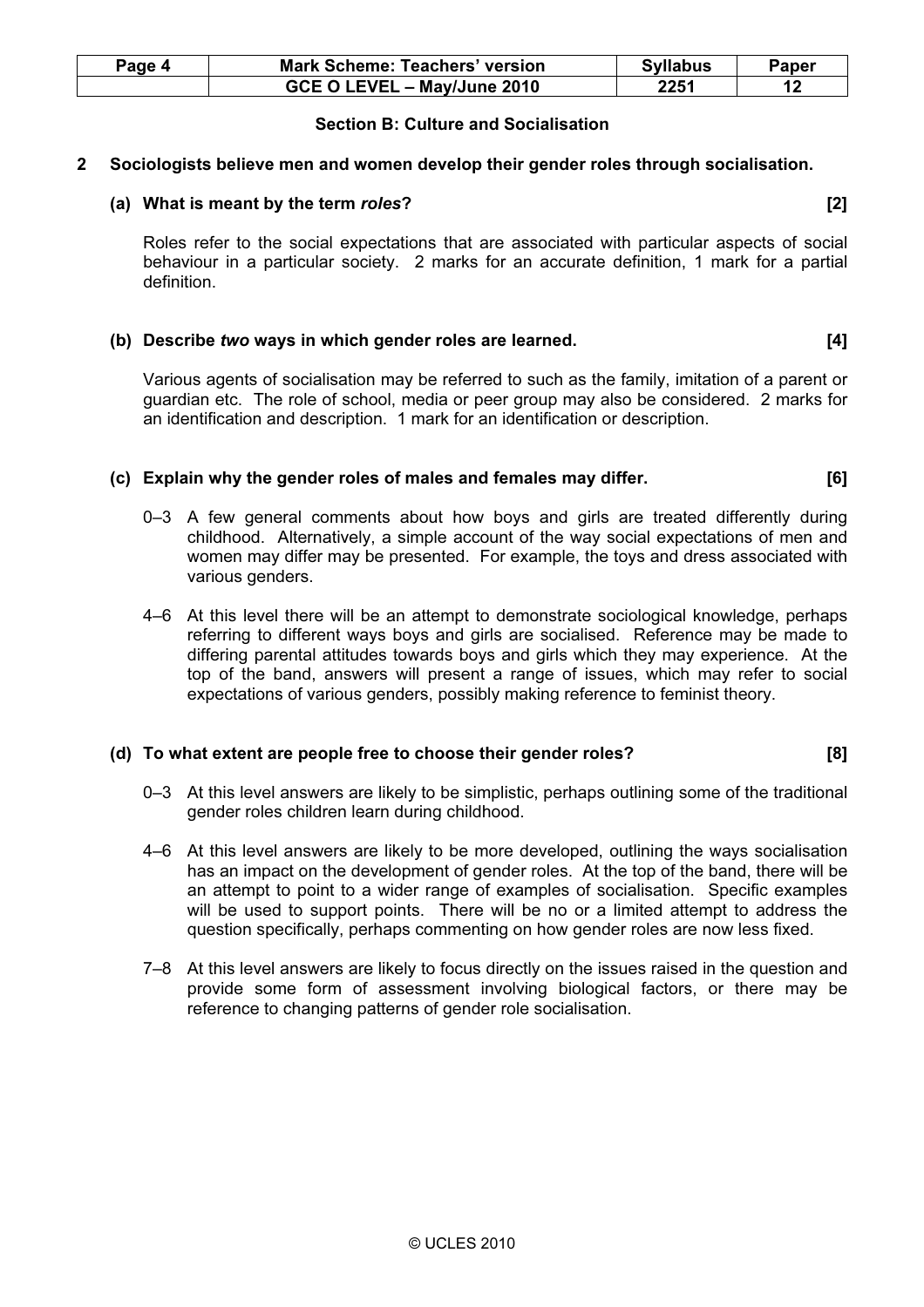## Section B: Culture and Socialisation

**2 Sociologists believe men and women develop their gender roles through socialisation.**

**(a) What is meant by the term *roles*? [2]**

Roles refer to the social expectations that are associated with particular aspects of social behaviour in a particular society. 2 marks for an accurate definition, 1 mark for a partial definition.

**(b) Describe *two* ways in which gender roles are learned. [4]**

Various agents of socialisation may be referred to such as the family, imitation of a parent or guardian etc. The role of school, media or peer group may also be considered. 2 marks for an identification and description. 1 mark for an identification or description.

**(c) Explain why the gender roles of males and females may differ. [6]**

0–3 A few general comments about how boys and girls are treated differently during childhood. Alternatively, a simple account of the way social expectations of men and women may differ may be presented. For example, the toys and dress associated with various genders.

4–6 At this level there will be an attempt to demonstrate sociological knowledge, perhaps referring to different ways boys and girls are socialised. Reference may be made to differing parental attitudes towards boys and girls which they may experience. At the top of the band, answers will present a range of issues, which may refer to social expectations of various genders, possibly making reference to feminist theory.

**(d) To what extent are people free to choose their gender roles? [8]**

0–3 At this level answers are likely to be simplistic, perhaps outlining some of the traditional gender roles children learn during childhood.

4–6 At this level answers are likely to be more developed, outlining the ways socialisation has an impact on the development of gender roles. At the top of the band, there will be an attempt to point to a wider range of examples of socialisation. Specific examples will be used to support points. There will be no or a limited attempt to address the question specifically, perhaps commenting on how gender roles are now less fixed.

7–8 At this level answers are likely to focus directly on the issues raised in the question and provide some form of assessment involving biological factors, or there may be reference to changing patterns of gender role socialisation.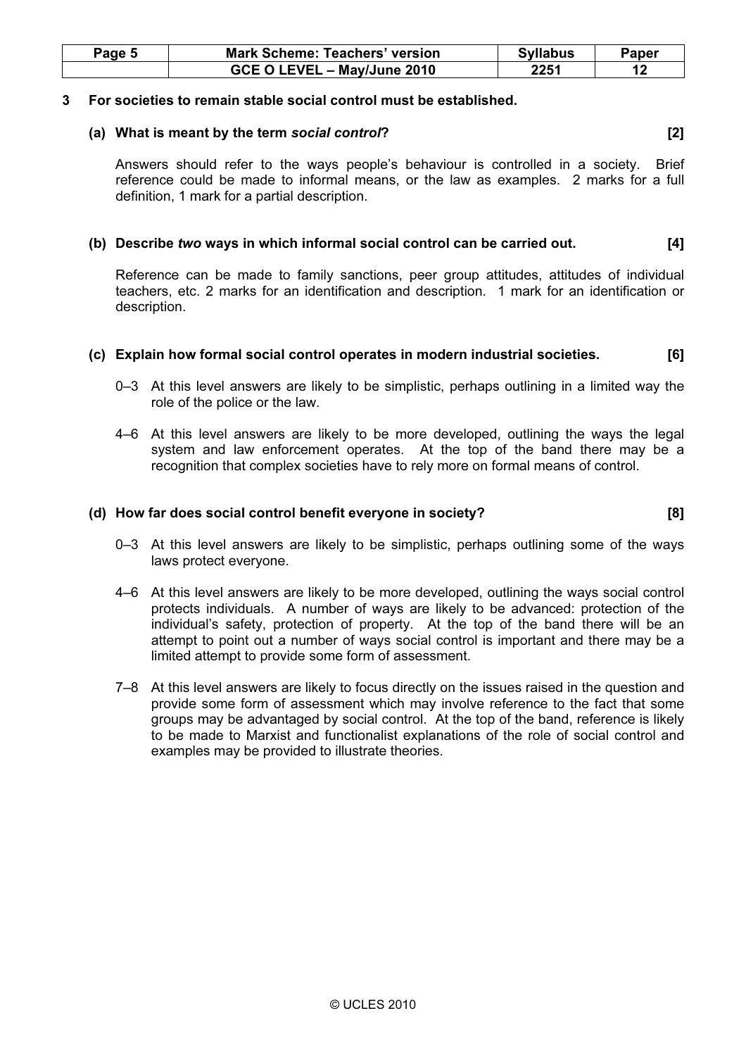**3 For societies to remain stable social control must be established.**

**(a) What is meant by the term *social control*? [2]**

Answers should refer to the ways people's behaviour is controlled in a society. Brief reference could be made to informal means, or the law as examples. 2 marks for a full definition, 1 mark for a partial description.

**(b) Describe *two* ways in which informal social control can be carried out. [4]**

Reference can be made to family sanctions, peer group attitudes, attitudes of individual teachers, etc. 2 marks for an identification and description. 1 mark for an identification or description.

**(c) Explain how formal social control operates in modern industrial societies. [6]**

0–3 At this level answers are likely to be simplistic, perhaps outlining in a limited way the role of the police or the law.

4–6 At this level answers are likely to be more developed, outlining the ways the legal system and law enforcement operates. At the top of the band there may be a recognition that complex societies have to rely more on formal means of control.

**(d) How far does social control benefit everyone in society? [8]**

0–3 At this level answers are likely to be simplistic, perhaps outlining some of the ways laws protect everyone.

4–6 At this level answers are likely to be more developed, outlining the ways social control protects individuals. A number of ways are likely to be advanced: protection of the individual's safety, protection of property. At the top of the band there will be an attempt to point out a number of ways social control is important and there may be a limited attempt to provide some form of assessment.

7–8 At this level answers are likely to focus directly on the issues raised in the question and provide some form of assessment which may involve reference to the fact that some groups may be advantaged by social control. At the top of the band, reference is likely to be made to Marxist and functionalist explanations of the role of social control and examples may be provided to illustrate theories.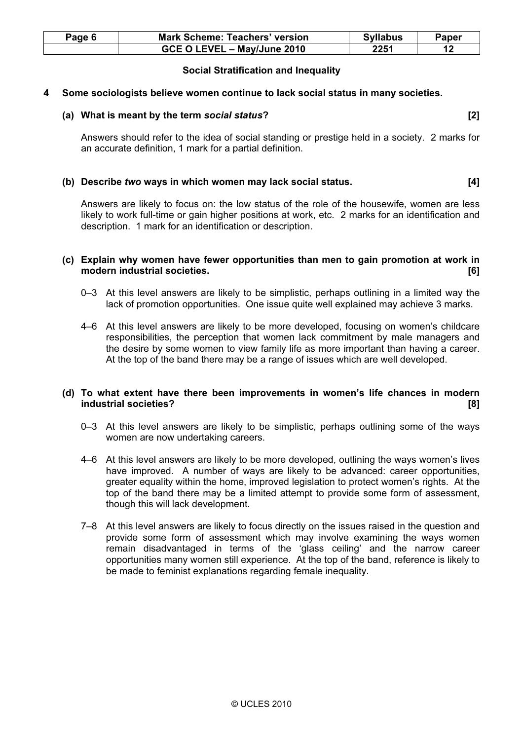## Social Stratification and Inequality

**4 Some sociologists believe women continue to lack social status in many societies.**

**(a) What is meant by the term *social status*? [2]**

Answers should refer to the idea of social standing or prestige held in a society. 2 marks for an accurate definition, 1 mark for a partial definition.

**(b) Describe *two* ways in which women may lack social status. [4]**

Answers are likely to focus on: the low status of the role of the housewife, women are less likely to work full-time or gain higher positions at work, etc. 2 marks for an identification and description. 1 mark for an identification or description.

**(c) Explain why women have fewer opportunities than men to gain promotion at work in modern industrial societies. [6]**

0–3 At this level answers are likely to be simplistic, perhaps outlining in a limited way the lack of promotion opportunities. One issue quite well explained may achieve 3 marks.

4–6 At this level answers are likely to be more developed, focusing on women's childcare responsibilities, the perception that women lack commitment by male managers and the desire by some women to view family life as more important than having a career. At the top of the band there may be a range of issues which are well developed.

**(d) To what extent have there been improvements in women's life chances in modern industrial societies? [8]**

0–3 At this level answers are likely to be simplistic, perhaps outlining some of the ways women are now undertaking careers.

4–6 At this level answers are likely to be more developed, outlining the ways women's lives have improved. A number of ways are likely to be advanced: career opportunities, greater equality within the home, improved legislation to protect women's rights. At the top of the band there may be a limited attempt to provide some form of assessment, though this will lack development.

7–8 At this level answers are likely to focus directly on the issues raised in the question and provide some form of assessment which may involve examining the ways women remain disadvantaged in terms of the 'glass ceiling' and the narrow career opportunities many women still experience. At the top of the band, reference is likely to be made to feminist explanations regarding female inequality.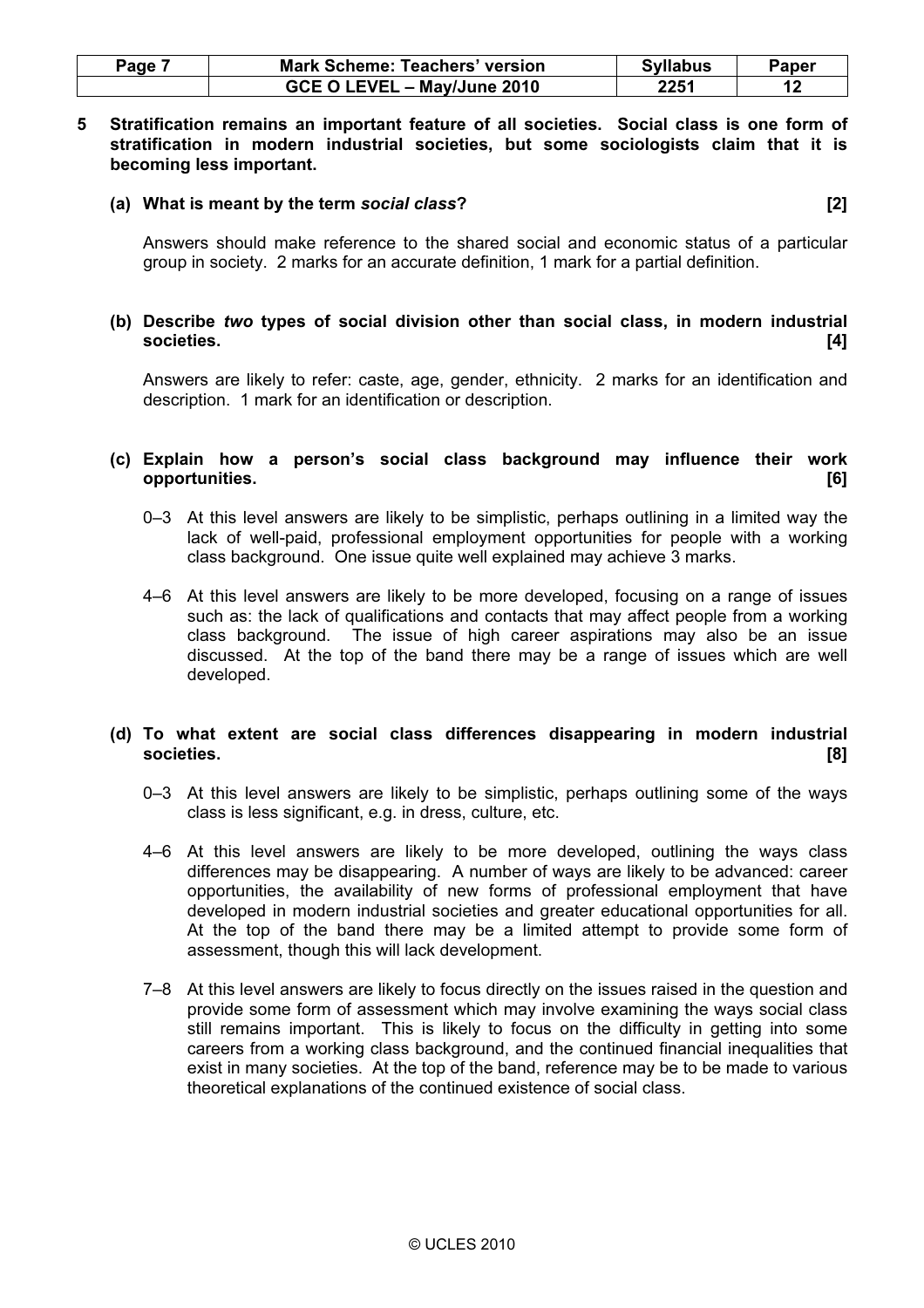**5 Stratification remains an important feature of all societies. Social class is one form of stratification in modern industrial societies, but some sociologists claim that it is becoming less important.**

**(a) What is meant by the term *social class*? [2]**

Answers should make reference to the shared social and economic status of a particular group in society. 2 marks for an accurate definition, 1 mark for a partial definition.

**(b) Describe *two* types of social division other than social class, in modern industrial societies. [4]**

Answers are likely to refer: caste, age, gender, ethnicity. 2 marks for an identification and description. 1 mark for an identification or description.

**(c) Explain how a person's social class background may influence their work opportunities. [6]**

0–3 At this level answers are likely to be simplistic, perhaps outlining in a limited way the lack of well-paid, professional employment opportunities for people with a working class background. One issue quite well explained may achieve 3 marks.

4–6 At this level answers are likely to be more developed, focusing on a range of issues such as: the lack of qualifications and contacts that may affect people from a working class background. The issue of high career aspirations may also be an issue discussed. At the top of the band there may be a range of issues which are well developed.

**(d) To what extent are social class differences disappearing in modern industrial societies. [8]**

0–3 At this level answers are likely to be simplistic, perhaps outlining some of the ways class is less significant, e.g. in dress, culture, etc.

4–6 At this level answers are likely to be more developed, outlining the ways class differences may be disappearing. A number of ways are likely to be advanced: career opportunities, the availability of new forms of professional employment that have developed in modern industrial societies and greater educational opportunities for all. At the top of the band there may be a limited attempt to provide some form of assessment, though this will lack development.

7–8 At this level answers are likely to focus directly on the issues raised in the question and provide some form of assessment which may involve examining the ways social class still remains important. This is likely to focus on the difficulty in getting into some careers from a working class background, and the continued financial inequalities that exist in many societies. At the top of the band, reference may be to be made to various theoretical explanations of the continued existence of social class.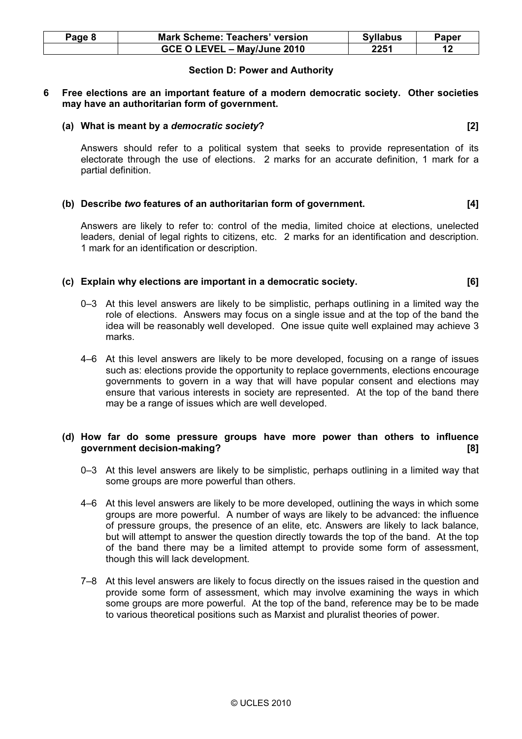### Section D: Power and Authority

**6 Free elections are an important feature of a modern democratic society. Other societies may have an authoritarian form of government.**

**(a) What is meant by a *democratic society*? [2]**

Answers should refer to a political system that seeks to provide representation of its electorate through the use of elections. 2 marks for an accurate definition, 1 mark for a partial definition.

**(b) Describe *two* features of an authoritarian form of government. [4]**

Answers are likely to refer to: control of the media, limited choice at elections, unelected leaders, denial of legal rights to citizens, etc. 2 marks for an identification and description. 1 mark for an identification or description.

**(c) Explain why elections are important in a democratic society. [6]**

0–3 At this level answers are likely to be simplistic, perhaps outlining in a limited way the role of elections. Answers may focus on a single issue and at the top of the band the idea will be reasonably well developed. One issue quite well explained may achieve 3 marks.

4–6 At this level answers are likely to be more developed, focusing on a range of issues such as: elections provide the opportunity to replace governments, elections encourage governments to govern in a way that will have popular consent and elections may ensure that various interests in society are represented. At the top of the band there may be a range of issues which are well developed.

**(d) How far do some pressure groups have more power than others to influence government decision-making? [8]**

0–3 At this level answers are likely to be simplistic, perhaps outlining in a limited way that some groups are more powerful than others.

4–6 At this level answers are likely to be more developed, outlining the ways in which some groups are more powerful. A number of ways are likely to be advanced: the influence of pressure groups, the presence of an elite, etc. Answers are likely to lack balance, but will attempt to answer the question directly towards the top of the band. At the top of the band there may be a limited attempt to provide some form of assessment, though this will lack development.

7–8 At this level answers are likely to focus directly on the issues raised in the question and provide some form of assessment, which may involve examining the ways in which some groups are more powerful. At the top of the band, reference may be to be made to various theoretical positions such as Marxist and pluralist theories of power.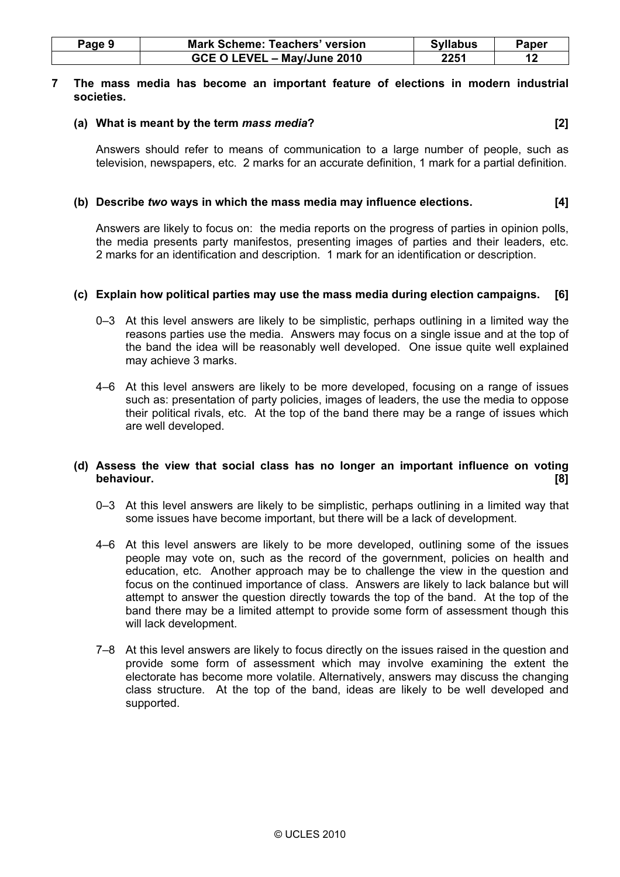**7 The mass media has become an important feature of elections in modern industrial societies.**

**(a) What is meant by the term *mass media*? [2]**

Answers should refer to means of communication to a large number of people, such as television, newspapers, etc. 2 marks for an accurate definition, 1 mark for a partial definition.

**(b) Describe *two* ways in which the mass media may influence elections. [4]**

Answers are likely to focus on: the media reports on the progress of parties in opinion polls, the media presents party manifestos, presenting images of parties and their leaders, etc. 2 marks for an identification and description. 1 mark for an identification or description.

**(c) Explain how political parties may use the mass media during election campaigns. [6]**

0–3 At this level answers are likely to be simplistic, perhaps outlining in a limited way the reasons parties use the media. Answers may focus on a single issue and at the top of the band the idea will be reasonably well developed. One issue quite well explained may achieve 3 marks.

4–6 At this level answers are likely to be more developed, focusing on a range of issues such as: presentation of party policies, images of leaders, the use the media to oppose their political rivals, etc. At the top of the band there may be a range of issues which are well developed.

**(d) Assess the view that social class has no longer an important influence on voting behaviour. [8]**

0–3 At this level answers are likely to be simplistic, perhaps outlining in a limited way that some issues have become important, but there will be a lack of development.

4–6 At this level answers are likely to be more developed, outlining some of the issues people may vote on, such as the record of the government, policies on health and education, etc. Another approach may be to challenge the view in the question and focus on the continued importance of class. Answers are likely to lack balance but will attempt to answer the question directly towards the top of the band. At the top of the band there may be a limited attempt to provide some form of assessment though this will lack development.

7–8 At this level answers are likely to focus directly on the issues raised in the question and provide some form of assessment which may involve examining the extent the electorate has become more volatile. Alternatively, answers may discuss the changing class structure. At the top of the band, ideas are likely to be well developed and supported.

© UCLES 2010